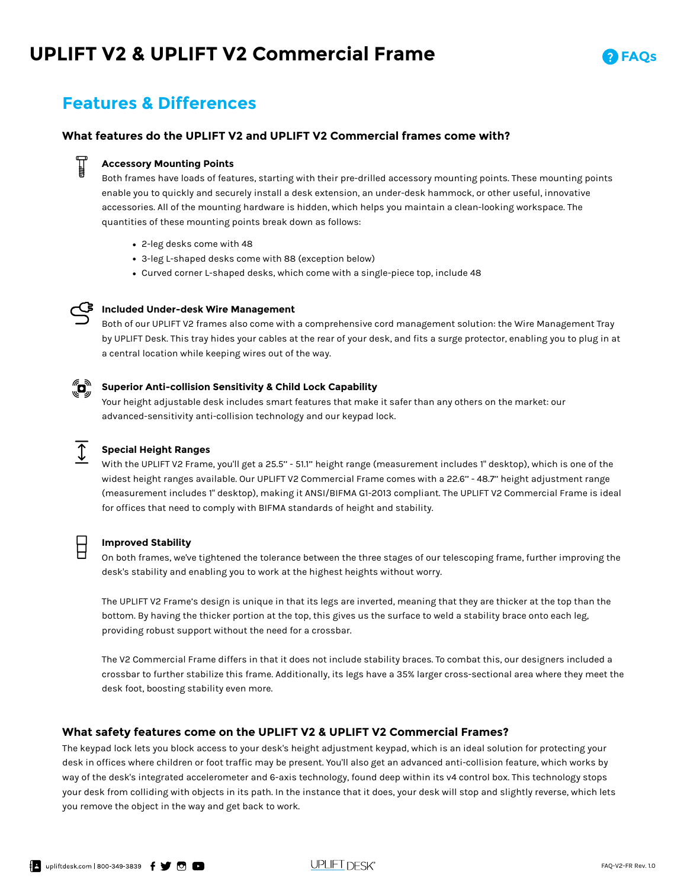# UPLIFT V2 & UPLIFT V2 Commercial Frame

FAQs

## Features & Differences

### What features do the UPLIFT V2 and UPLIFT V2 Commercial frames come with?

**Accessory Mounting Points**

Both frames have loads of features, starting with their pre-drilled accessory mounting points. These mounting points enable you to quickly and securely install a desk extension, an under-desk hammock, or other useful, innovative accessories. All of the mounting hardware is hidden, which helps you maintain a clean-looking workspace. The quantities of these mounting points break down as follows:

- 2-leg desks come with 48
- 3-leg L-shaped desks come with 88 (exception below)
- Curved corner L-shaped desks, which come with a single-piece top, include 48

**Included Under-desk Wire Management**

Both of our UPLIFT V2 frames also come with a comprehensive cord management solution: the Wire Management Tray by UPLIFT Desk. This tray hides your cables at the rear of your desk, and fits a surge protector, enabling you to plug in at a central location while keeping wires out of the way.

**Superior Anti-collision Sensitivity & Child Lock Capability**

Your height adjustable desk includes smart features that make it safer than any others on the market: our advanced-sensitivity anti-collision technology and our keypad lock.

**Special Height Ranges**

With the UPLIFT V2 Frame, you'll get a 25.5" - 51.1" height range (measurement includes 1" desktop), which is one of the widest height ranges available. Our UPLIFT V2 Commercial Frame comes with a 22.6" - 48.7" height adjustment range (measurement includes 1" desktop), making it ANSI/BIFMA G1-2013 compliant. The UPLIFT V2 Commercial Frame is ideal for offices that need to comply with BIFMA standards of height and stability.

**Improved Stability**

On both frames, we've tightened the tolerance between the three stages of our telescoping frame, further improving the desk's stability and enabling you to work at the highest heights without worry.

The UPLIFT V2 Frame's design is unique in that its legs are inverted, meaning that they are thicker at the top than the bottom. By having the thicker portion at the top, this gives us the surface to weld a stability brace onto each leg, providing robust support without the need for a crossbar.

The V2 Commercial Frame differs in that it does not include stability braces. To combat this, our designers included a crossbar to further stabilize this frame. Additionally, its legs have a 35% larger cross-sectional area where they meet the desk foot, boosting stability even more.

### What safety features come on the UPLIFT V2 & UPLIFT V2 Commercial Frames?

The keypad lock lets you block access to your desk's height adjustment keypad, which is an ideal solution for protecting your desk in offices where children or foot traffic may be present. You'll also get an advanced anti-collision feature, which works by way of the desk's integrated accelerometer and 6-axis technology, found deep within its v4 control box. This technology stops your desk from colliding with objects in its path. In the instance that it does, your desk will stop and slightly reverse, which lets you remove the object in the way and get back to work.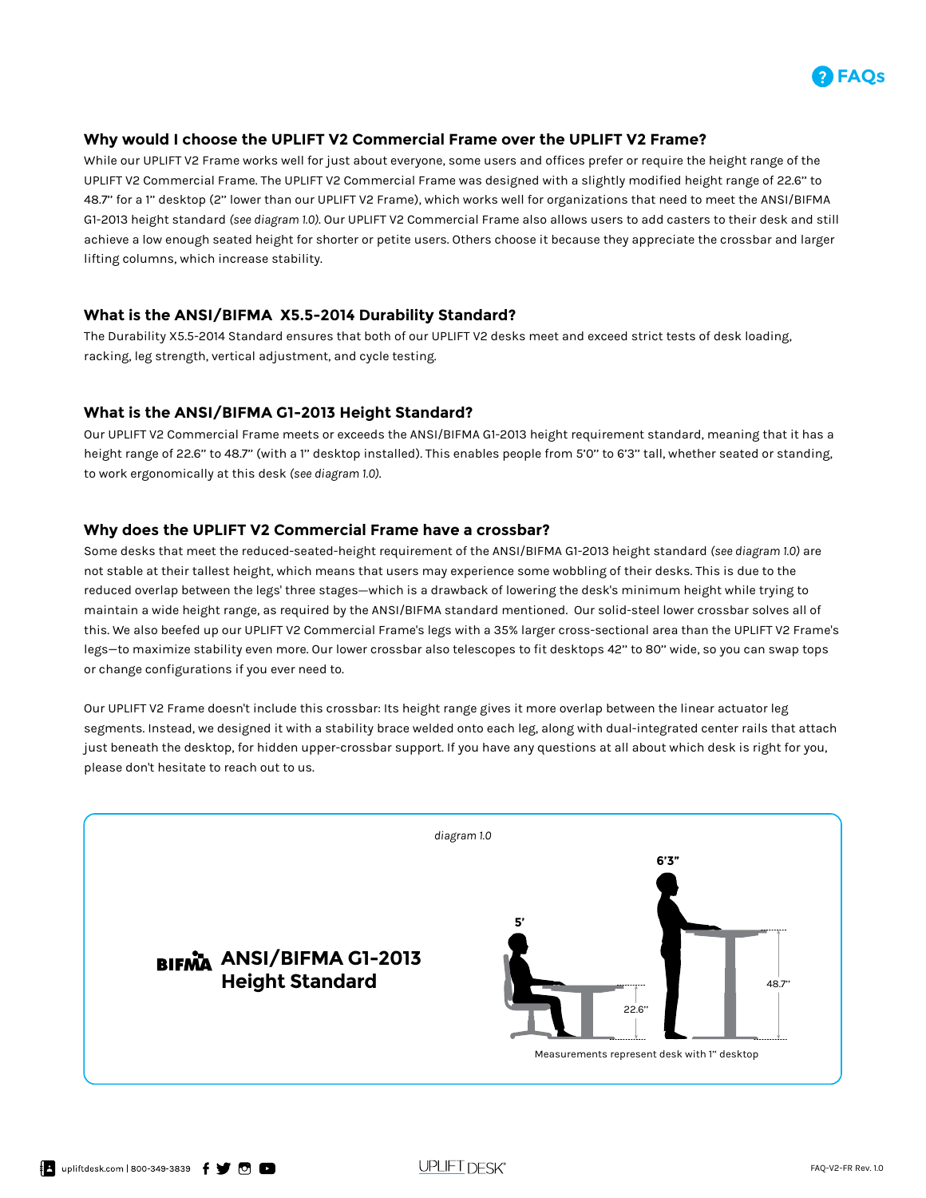## Why would I choose the UPLIFT V2 Commercial Frame over the UPLIFT V2 Frame?

While our UPLIFT V2 Frame works well for just about everyone, some users and offices prefer or require the height range of the UPLIFT V2 Commercial Frame. The UPLIFT V2 Commercial Frame was designed with a slightly modified height range of 22.6" to 48.7" for a 1" desktop (2" lower than our UPLIFT V2 Frame), which works well for organizations that need to meet the ANSI/BIFMA G1-2013 height standard *(see diagram 1.0)*. Our UPLIFT V2 Commercial Frame also allows users to add casters to their desk and still achieve a low enough seated height for shorter or petite users. Others choose it because they appreciate the crossbar and larger lifting columns, which increase stability.

## What is the ANSI/BIFMA X5.5-2014 Durability Standard?

The Durability X5.5-2014 Standard ensures that both of our UPLIFT V2 desks meet and exceed strict tests of desk loading, racking, leg strength, vertical adjustment, and cycle testing.

## What is the ANSI/BIFMA G1-2013 Height Standard?

Our UPLIFT V2 Commercial Frame meets or exceeds the ANSI/BIFMA G1-2013 height requirement standard, meaning that it has a height range of 22.6" to 48.7" (with a 1" desktop installed). This enables people from 5'0" to 6'3" tall, whether seated or standing, to work ergonomically at this desk *(see diagram 1.0)*.

## Why does the UPLIFT V2 Commercial Frame have a crossbar?

Some desks that meet the reduced-seated-height requirement of the ANSI/BIFMA G1-2013 height standard *(see diagram 1.0)* are not stable at their tallest height, which means that users may experience some wobbling of their desks. This is due to the reduced overlap between the legs' three stages—which is a drawback of lowering the desk's minimum height while trying to maintain a wide height range, as required by the ANSI/BIFMA standard mentioned. Our solid-steel lower crossbar solves all of this. We also beefed up our UPLIFT V2 Commercial Frame's legs with a 35% larger cross-sectional area than the UPLIFT V2 Frame's legs—to maximize stability even more. Our lower crossbar also telescopes to fit desktops 42" to 80" wide, so you can swap tops or change configurations if you ever need to.

Our UPLIFT V2 Frame doesn't include this crossbar: Its height range gives it more overlap between the linear actuator leg segments. Instead, we designed it with a stability brace welded onto each leg, along with dual-integrated center rails that attach just beneath the desktop, for hidden upper-crossbar support. If you have any questions at all about which desk is right for you, please don't hesitate to reach out to us.

*diagram 1.0*

**ANSI/BIFMA G1-2013 Height Standard**

5' — 22.6"

6'3" — 48.7"

Measurements represent desk with 1" desktop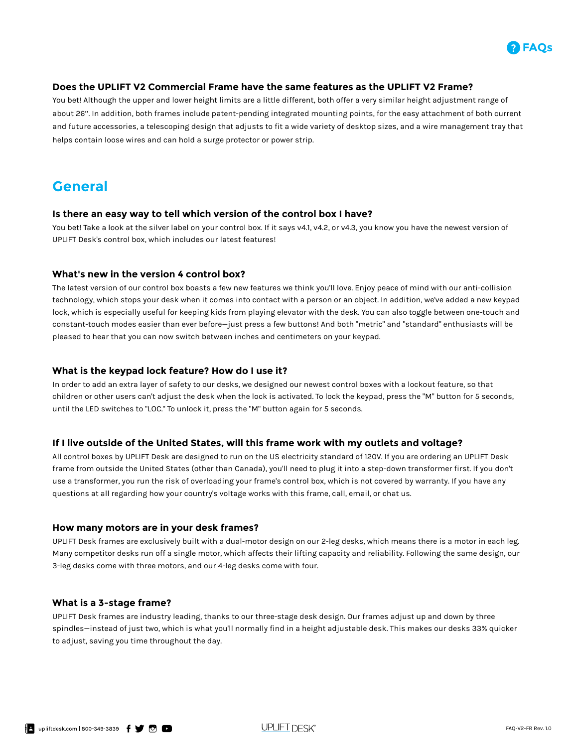### Does the UPLIFT V2 Commercial Frame have the same features as the UPLIFT V2 Frame?

You bet! Although the upper and lower height limits are a little different, both offer a very similar height adjustment range of about 26”. In addition, both frames include patent-pending integrated mounting points, for the easy attachment of both current and future accessories, a telescoping design that adjusts to fit a wide variety of desktop sizes, and a wire management tray that helps contain loose wires and can hold a surge protector or power strip.

## General

### Is there an easy way to tell which version of the control box I have?

You bet! Take a look at the silver label on your control box. If it says v4.1, v4.2, or v4.3, you know you have the newest version of UPLIFT Desk's control box, which includes our latest features!

### What's new in the version 4 control box?

The latest version of our control box boasts a few new features we think you'll love. Enjoy peace of mind with our anti-collision technology, which stops your desk when it comes into contact with a person or an object. In addition, we've added a new keypad lock, which is especially useful for keeping kids from playing elevator with the desk. You can also toggle between one-touch and constant-touch modes easier than ever before—just press a few buttons! And both "metric" and "standard" enthusiasts will be pleased to hear that you can now switch between inches and centimeters on your keypad.

### What is the keypad lock feature? How do I use it?

In order to add an extra layer of safety to our desks, we designed our newest control boxes with a lockout feature, so that children or other users can't adjust the desk when the lock is activated. To lock the keypad, press the "M" button for 5 seconds, until the LED switches to "LOC." To unlock it, press the "M" button again for 5 seconds.

### If I live outside of the United States, will this frame work with my outlets and voltage?

All control boxes by UPLIFT Desk are designed to run on the US electricity standard of 120V. If you are ordering an UPLIFT Desk frame from outside the United States (other than Canada), you'll need to plug it into a step-down transformer first. If you don't use a transformer, you run the risk of overloading your frame's control box, which is not covered by warranty. If you have any questions at all regarding how your country's voltage works with this frame, call, email, or chat us.

### How many motors are in your desk frames?

UPLIFT Desk frames are exclusively built with a dual-motor design on our 2-leg desks, which means there is a motor in each leg. Many competitor desks run off a single motor, which affects their lifting capacity and reliability. Following the same design, our 3-leg desks come with three motors, and our 4-leg desks come with four.

### What is a 3-stage frame?

UPLIFT Desk frames are industry leading, thanks to our three-stage desk design. Our frames adjust up and down by three spindles—instead of just two, which is what you'll normally find in a height adjustable desk. This makes our desks 33% quicker to adjust, saving you time throughout the day.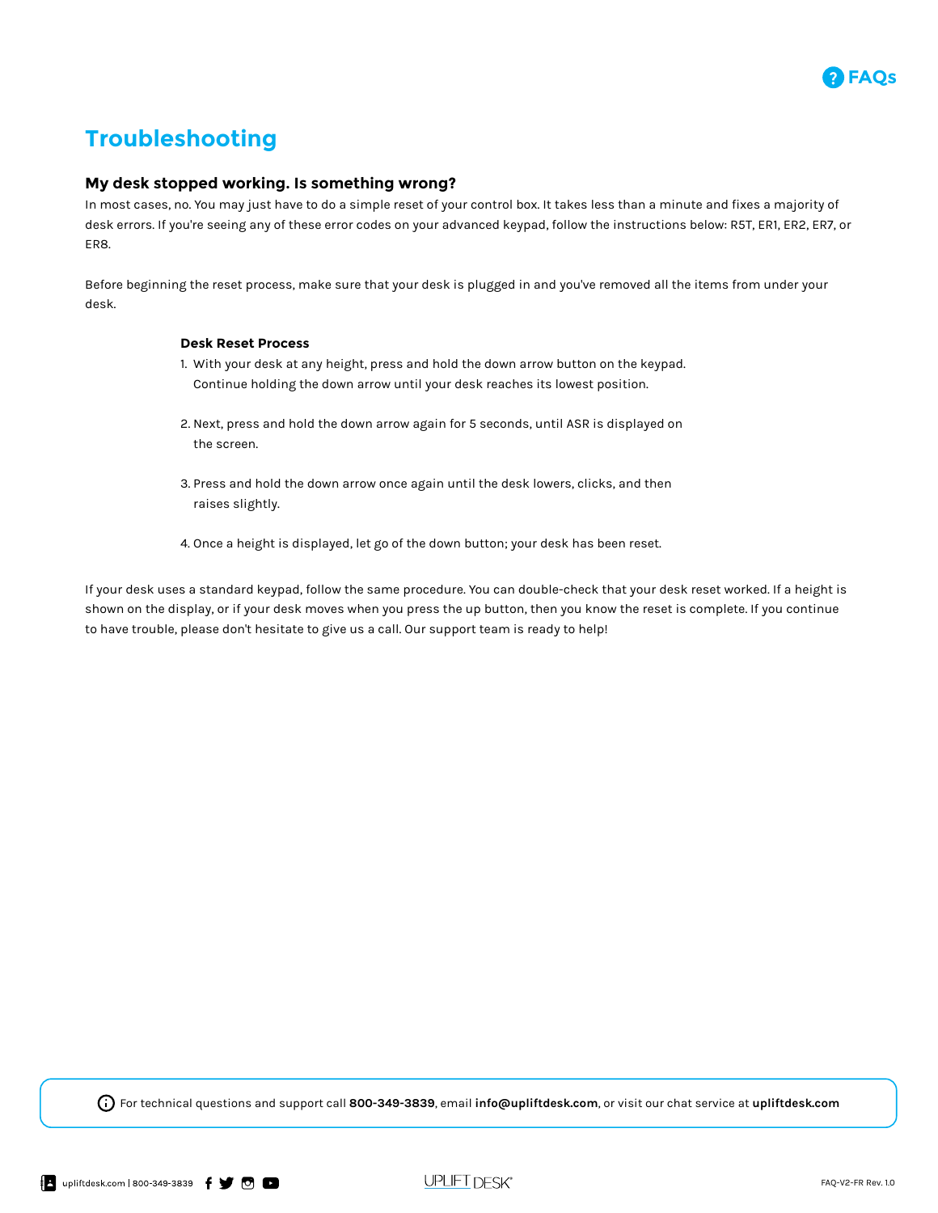FAQs

# Troubleshooting

### My desk stopped working. Is something wrong?

In most cases, no. You may just have to do a simple reset of your control box. It takes less than a minute and fixes a majority of desk errors. If you're seeing any of these error codes on your advanced keypad, follow the instructions below: RST, ER1, ER2, ER7, or ER8.

Before beginning the reset process, make sure that your desk is plugged in and you've removed all the items from under your desk.

**Desk Reset Process**

1. With your desk at any height, press and hold the down arrow button on the keypad. Continue holding the down arrow until your desk reaches its lowest position.

2. Next, press and hold the down arrow again for 5 seconds, until ASR is displayed on the screen.

3. Press and hold the down arrow once again until the desk lowers, clicks, and then raises slightly.

4. Once a height is displayed, let go of the down button; your desk has been reset.

If your desk uses a standard keypad, follow the same procedure. You can double-check that your desk reset worked. If a height is shown on the display, or if your desk moves when you press the up button, then you know the reset is complete. If you continue to have trouble, please don't hesitate to give us a call. Our support team is ready to help!

For technical questions and support call **800-349-3839**, email **info@upliftdesk.com**, or visit our chat service at **upliftdesk.com**